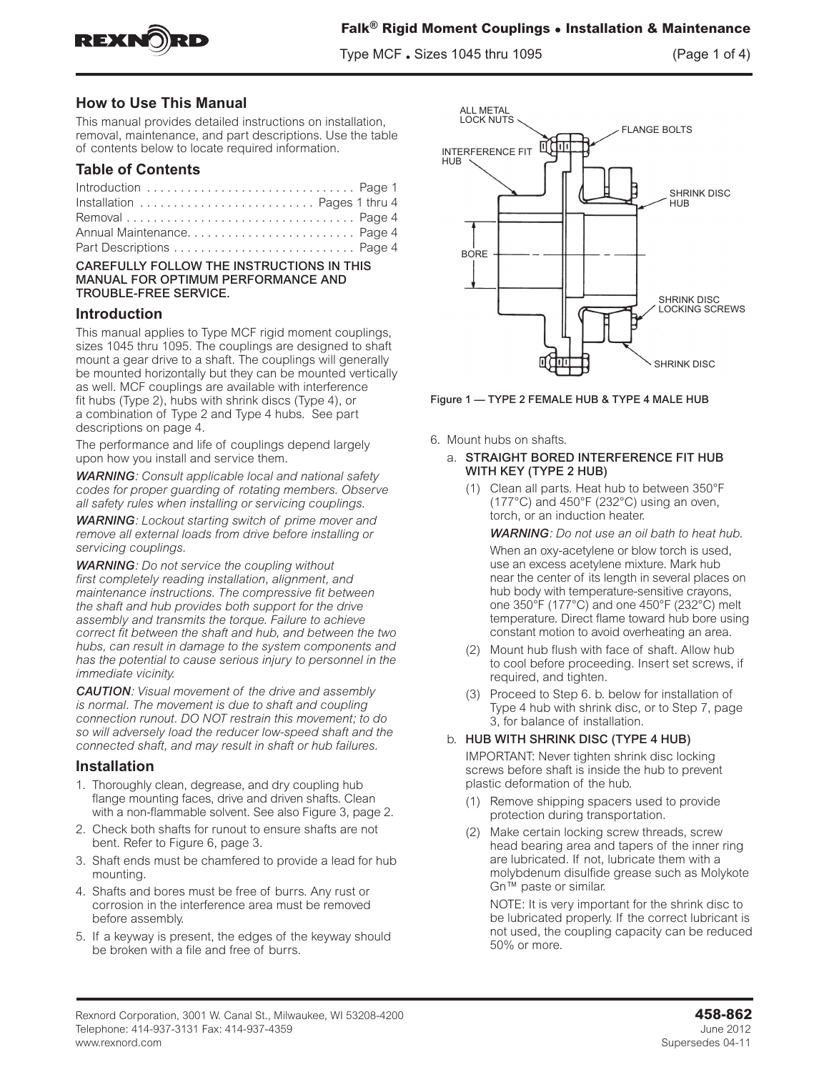## How to Use This Manual

This manual provides detailed instructions on installation, removal, maintenance, and part descriptions. Use the table of contents below to locate required information.

## Table of Contents

Introduction . . . . . . . . . . . . . . . . . . . . . . . . . . . . . . . Page 1
Installation . . . . . . . . . . . . . . . . . . . . . . . . . . Pages 1 thru 4
Removal . . . . . . . . . . . . . . . . . . . . . . . . . . . . . . . . . . Page 4
Annual Maintenance. . . . . . . . . . . . . . . . . . . . . . . . . Page 4
Part Descriptions . . . . . . . . . . . . . . . . . . . . . . . . . . . Page 4

**CAREFULLY FOLLOW THE INSTRUCTIONS IN THIS MANUAL FOR OPTIMUM PERFORMANCE AND TROUBLE-FREE SERVICE.**

## Introduction

This manual applies to Type MCF rigid moment couplings, sizes 1045 thru 1095. The couplings are designed to shaft mount a gear drive to a shaft. The couplings will generally be mounted horizontally but they can be mounted vertically as well. MCF couplings are available with interference fit hubs (Type 2), hubs with shrink discs (Type 4), or a combination of Type 2 and Type 4 hubs. See part descriptions on page 4.

The performance and life of couplings depend largely upon how you install and service them.

***WARNING**: Consult applicable local and national safety codes for proper guarding of rotating members. Observe all safety rules when installing or servicing couplings.*

***WARNING**: Lockout starting switch of prime mover and remove all external loads from drive before installing or servicing couplings.*

***WARNING**: Do not service the coupling without first completely reading installation, alignment, and maintenance instructions. The compressive fit between the shaft and hub provides both support for the drive assembly and transmits the torque. Failure to achieve correct fit between the shaft and hub, and between the two hubs, can result in damage to the system components and has the potential to cause serious injury to personnel in the immediate vicinity.*

***CAUTION**: Visual movement of the drive and assembly is normal. The movement is due to shaft and coupling connection runout. DO NOT restrain this movement; to do so will adversely load the reducer low-speed shaft and the connected shaft, and may result in shaft or hub failures.*

## Installation

1. Thoroughly clean, degrease, and dry coupling hub flange mounting faces, drive and driven shafts. Clean with a non-flammable solvent. See also Figure 3, page 2.
2. Check both shafts for runout to ensure shafts are not bent. Refer to Figure 6, page 3.
3. Shaft ends must be chamfered to provide a lead for hub mounting.
4. Shafts and bores must be free of burrs. Any rust or corrosion in the interference area must be removed before assembly.
5. If a keyway is present, the edges of the keyway should be broken with a file and free of burrs.

ALL METAL LOCK NUTS
FLANGE BOLTS
INTERFERENCE FIT HUB
SHRINK DISC HUB
BORE
SHRINK DISC LOCKING SCREWS
SHRINK DISC

Figure 1 — TYPE 2 FEMALE HUB & TYPE 4 MALE HUB

6. Mount hubs on shafts.
   a. **STRAIGHT BORED INTERFERENCE FIT HUB WITH KEY (TYPE 2 HUB)**
      (1) Clean all parts. Heat hub to between 350°F (177°C) and 450°F (232°C) using an oven, torch, or an induction heater.

      ***WARNING**: Do not use an oil bath to heat hub.*

      When an oxy-acetylene or blow torch is used, use an excess acetylene mixture. Mark hub near the center of its length in several places on hub body with temperature-sensitive crayons, one 350°F (177°C) and one 450°F (232°C) melt temperature. Direct flame toward hub bore using constant motion to avoid overheating an area.

      (2) Mount hub flush with face of shaft. Allow hub to cool before proceeding. Insert set screws, if required, and tighten.

      (3) Proceed to Step 6. b. below for installation of Type 4 hub with shrink disc, or to Step 7, page 3, for balance of installation.

   b. **HUB WITH SHRINK DISC (TYPE 4 HUB)**

      IMPORTANT: Never tighten shrink disc locking screws before shaft is inside the hub to prevent plastic deformation of the hub.

      (1) Remove shipping spacers used to provide protection during transportation.

      (2) Make certain locking screw threads, screw head bearing area and tapers of the inner ring are lubricated. If not, lubricate them with a molybdenum disulfide grease such as Molykote Gn™ paste or similar.

      NOTE: It is very important for the shrink disc to be lubricated properly. If the correct lubricant is not used, the coupling capacity can be reduced 50% or more.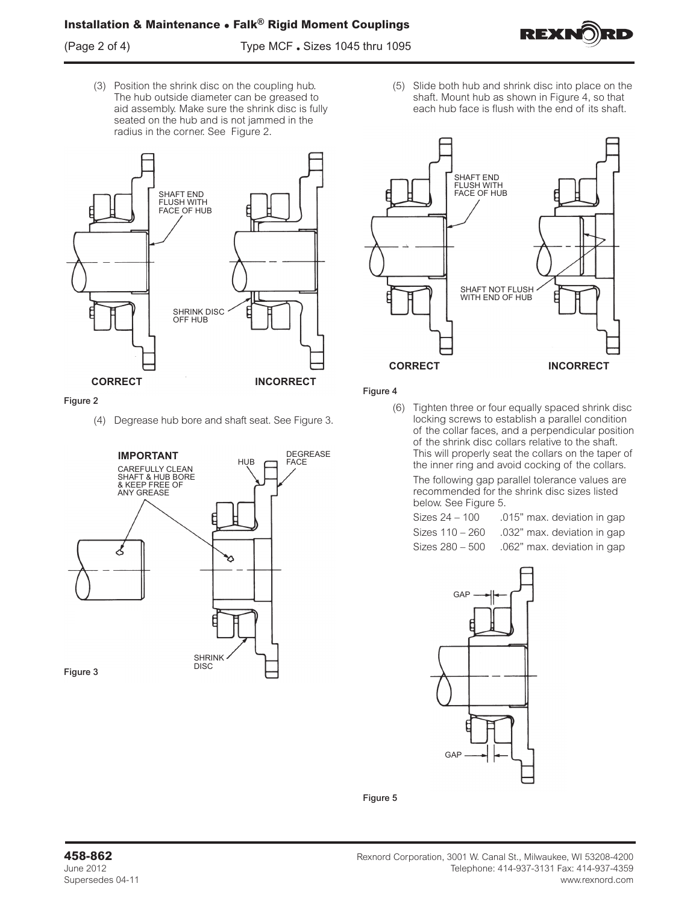(3) Position the shrink disc on the coupling hub. The hub outside diameter can be greased to aid assembly. Make sure the shrink disc is fully seated on the hub and is not jammed in the radius in the corner. See Figure 2.

Figure 2

(4) Degrease hub bore and shaft seat. See Figure 3.

Figure 3

(5) Slide both hub and shrink disc into place on the shaft. Mount hub as shown in Figure 4, so that each hub face is flush with the end of its shaft.

Figure 4

(6) Tighten three or four equally spaced shrink disc locking screws to establish a parallel condition of the collar faces, and a perpendicular position of the shrink disc collars relative to the shaft. This will properly seat the collars on the taper of the inner ring and avoid cocking of the collars.

The following gap parallel tolerance values are recommended for the shrink disc sizes listed below. See Figure 5.

| | |
|---|---|
| Sizes 24 – 100 | .015" max. deviation in gap |
| Sizes 110 – 260 | .032" max. deviation in gap |
| Sizes 280 – 500 | .062" max. deviation in gap |

Figure 5

458-862
June 2012
Supersedes 04-11

Rexnord Corporation, 3001 W. Canal St., Milwaukee, WI 53208-4200
Telephone: 414-937-3131 Fax: 414-937-4359
www.rexnord.com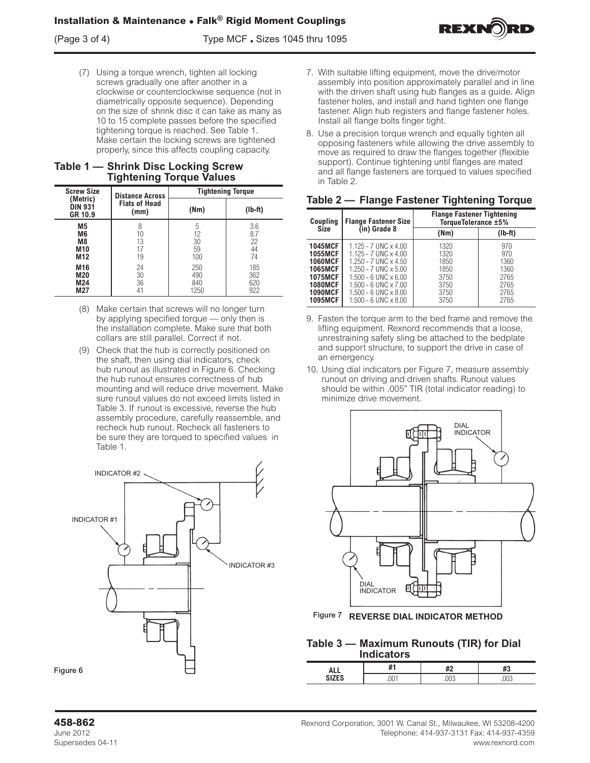(7) Using a torque wrench, tighten all locking screws gradually one after another in a clockwise or counterclockwise sequence (not in diametrically opposite sequence). Depending on the size of shrink disc it can take as many as 10 to 15 complete passes before the specified tightening torque is reached. See Table 1. Make certain the locking screws are tightened properly, since this affects coupling capacity.

### Table 1 — Shrink Disc Locking Screw Tightening Torque Values

| Screw Size (Metric) DIN 931 GR 10.9 | Distance Across Flats of Head (mm) | Tightening Torque | |
|---|---|---|---|
| | | (Nm) | (lb-ft) |
| M5 | 8 | 5 | 3.6 |
| M6 | 10 | 12 | 8.7 |
| M8 | 13 | 30 | 22 |
| M10 | 17 | 59 | 44 |
| M12 | 19 | 100 | 74 |
| M16 | 24 | 250 | 185 |
| M20 | 30 | 490 | 362 |
| M24 | 36 | 840 | 620 |
| M27 | 41 | 1250 | 922 |

(8) Make certain that screws will no longer turn by applying specified torque — only then is the installation complete. Make sure that both collars are still parallel. Correct if not.

(9) Check that the hub is correctly positioned on the shaft, then using dial indicators, check hub runout as illustrated in Figure 6. Checking the hub runout ensures correctness of hub mounting and will reduce drive movement. Make sure runout values do not exceed limits listed in Table 3. If runout is excessive, reverse the hub assembly procedure, carefully reassemble, and recheck hub runout. Recheck all fasteners to be sure they are torqued to specified values in Table 1.

Figure 6

7. With suitable lifting equipment, move the drive/motor assembly into position approximately parallel and in line with the driven shaft using hub flanges as a guide. Align fastener holes, and install and hand tighten one flange fastener. Align hub registers and flange fastener holes. Install all flange bolts finger tight.
8. Use a precision torque wrench and equally tighten all opposing fasteners while allowing the drive assembly to move as required to draw the flanges together (flexible support). Continue tightening until flanges are mated and all flange fasteners are torqued to values specified in Table 2.

### Table 2 — Flange Fastener Tightening Torque

| Coupling Size | Flange Fastener Size (in) Grade 8 | Flange Fastener Tightening TorqueTolerance ±5% | |
|---|---|---|---|
| | | (Nm) | (lb-ft) |
| 1045MCF | 1.125 - 7 UNC x 4.00 | 1320 | 970 |
| 1055MCF | 1.125 - 7 UNC x 4.00 | 1320 | 970 |
| 1060MCF | 1.250 - 7 UNC x 4.50 | 1850 | 1360 |
| 1065MCF | 1.250 - 7 UNC x 5.00 | 1850 | 1360 |
| 1075MCF | 1.500 - 6 UNC x 6.00 | 3750 | 2765 |
| 1080MCF | 1.500 - 6 UNC x 7.00 | 3750 | 2765 |
| 1090MCF | 1.500 - 6 UNC x 8.00 | 3750 | 2765 |
| 1095MCF | 1.500 - 6 UNC x 8.00 | 3750 | 2765 |

9. Fasten the torque arm to the bed frame and remove the lifting equipment. Rexnord recommends that a loose, unrestraining safety sling be attached to the bedplate and support structure, to support the drive in case of an emergency.
10. Using dial indicators per Figure 7, measure assembly runout on driving and driven shafts. Runout values should be within .005" TIR (total indicator reading) to minimize drive movement.

Figure 7 **REVERSE DIAL INDICATOR METHOD**

### Table 3 — Maximum Runouts (TIR) for Dial Indicators

| ALL SIZES | #1 | #2 | #3 |
|---|---|---|---|
| | .001 | .003 | .003 |

**458-862**
June 2012
Supersedes 04-11

Rexnord Corporation, 3001 W. Canal St., Milwaukee, WI 53208-4200
Telephone: 414-937-3131 Fax: 414-937-4359
www.rexnord.com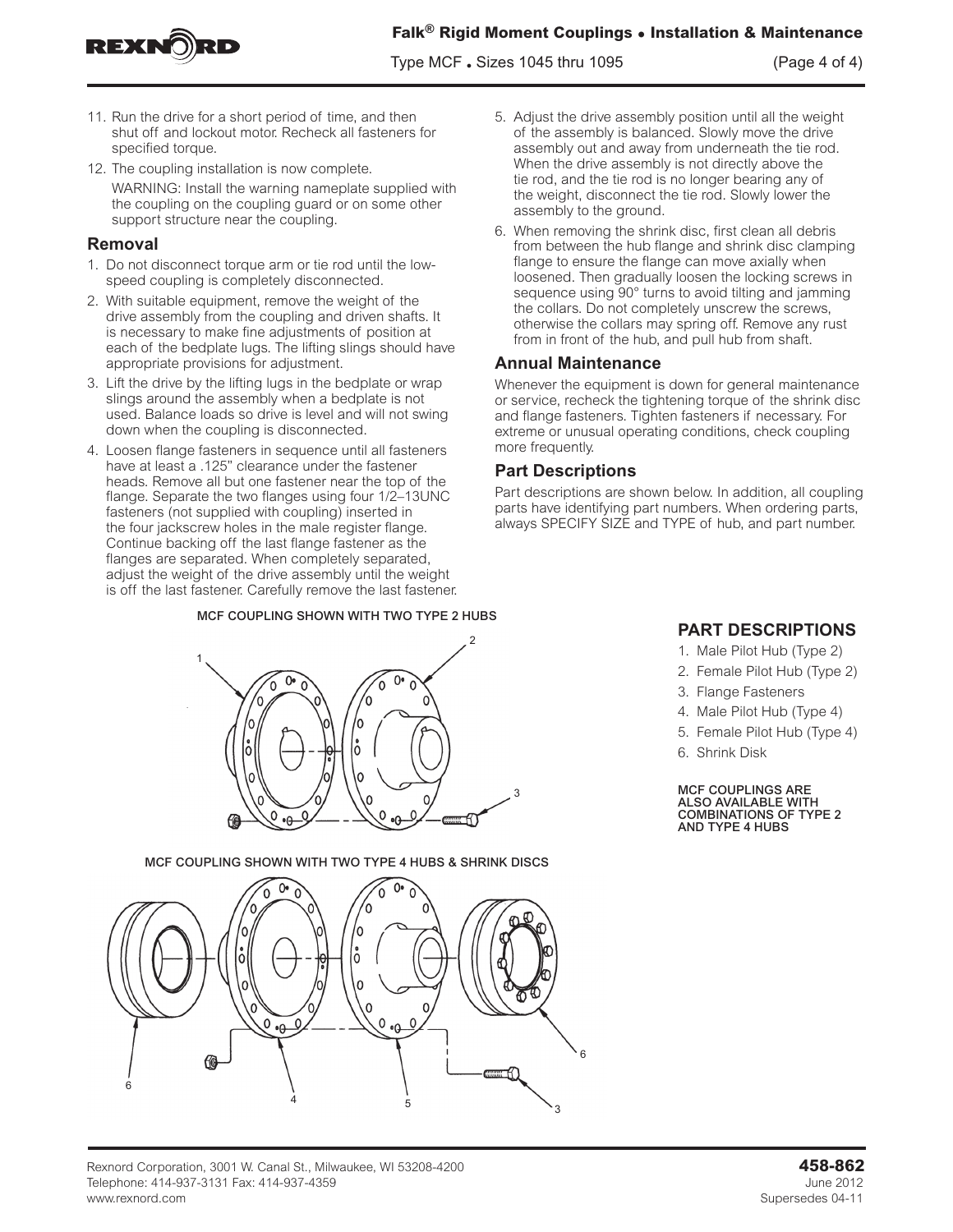11. Run the drive for a short period of time, and then shut off and lockout motor. Recheck all fasteners for specified torque.
12. The coupling installation is now complete.

    WARNING: Install the warning nameplate supplied with the coupling on the coupling guard or on some other support structure near the coupling.

## Removal

1. Do not disconnect torque arm or tie rod until the low-speed coupling is completely disconnected.
2. With suitable equipment, remove the weight of the drive assembly from the coupling and driven shafts. It is necessary to make fine adjustments of position at each of the bedplate lugs. The lifting slings should have appropriate provisions for adjustment.
3. Lift the drive by the lifting lugs in the bedplate or wrap slings around the assembly when a bedplate is not used. Balance loads so drive is level and will not swing down when the coupling is disconnected.
4. Loosen flange fasteners in sequence until all fasteners have at least a .125" clearance under the fastener heads. Remove all but one fastener near the top of the flange. Separate the two flanges using four 1/2–13UNC fasteners (not supplied with coupling) inserted in the four jackscrew holes in the male register flange. Continue backing off the last flange fastener as the flanges are separated. When completely separated, adjust the weight of the drive assembly until the weight is off the last fastener. Carefully remove the last fastener.
5. Adjust the drive assembly position until all the weight of the assembly is balanced. Slowly move the drive assembly out and away from underneath the tie rod. When the drive assembly is not directly above the tie rod, and the tie rod is no longer bearing any of the weight, disconnect the tie rod. Slowly lower the assembly to the ground.
6. When removing the shrink disc, first clean all debris from between the hub flange and shrink disc clamping flange to ensure the flange can move axially when loosened. Then gradually loosen the locking screws in sequence using 90° turns to avoid tilting and jamming the collars. Do not completely unscrew the screws, otherwise the collars may spring off. Remove any rust from in front of the hub, and pull hub from shaft.

## Annual Maintenance

Whenever the equipment is down for general maintenance or service, recheck the tightening torque of the shrink disc and flange fasteners. Tighten fasteners if necessary. For extreme or unusual operating conditions, check coupling more frequently.

## Part Descriptions

Part descriptions are shown below. In addition, all coupling parts have identifying part numbers. When ordering parts, always SPECIFY SIZE and TYPE of hub, and part number.

MCF COUPLING SHOWN WITH TWO TYPE 2 HUBS

1
2
3

MCF COUPLING SHOWN WITH TWO TYPE 4 HUBS & SHRINK DISCS

6
4
5
6
3

### PART DESCRIPTIONS

1. Male Pilot Hub (Type 2)
2. Female Pilot Hub (Type 2)
3. Flange Fasteners
4. Male Pilot Hub (Type 4)
5. Female Pilot Hub (Type 4)
6. Shrink Disk

MCF COUPLINGS ARE ALSO AVAILABLE WITH COMBINATIONS OF TYPE 2 AND TYPE 4 HUBS

Rexnord Corporation, 3001 W. Canal St., Milwaukee, WI 53208-4200
Telephone: 414-937-3131 Fax: 414-937-4359
www.rexnord.com

**458-862**
June 2012
Supersedes 04-11